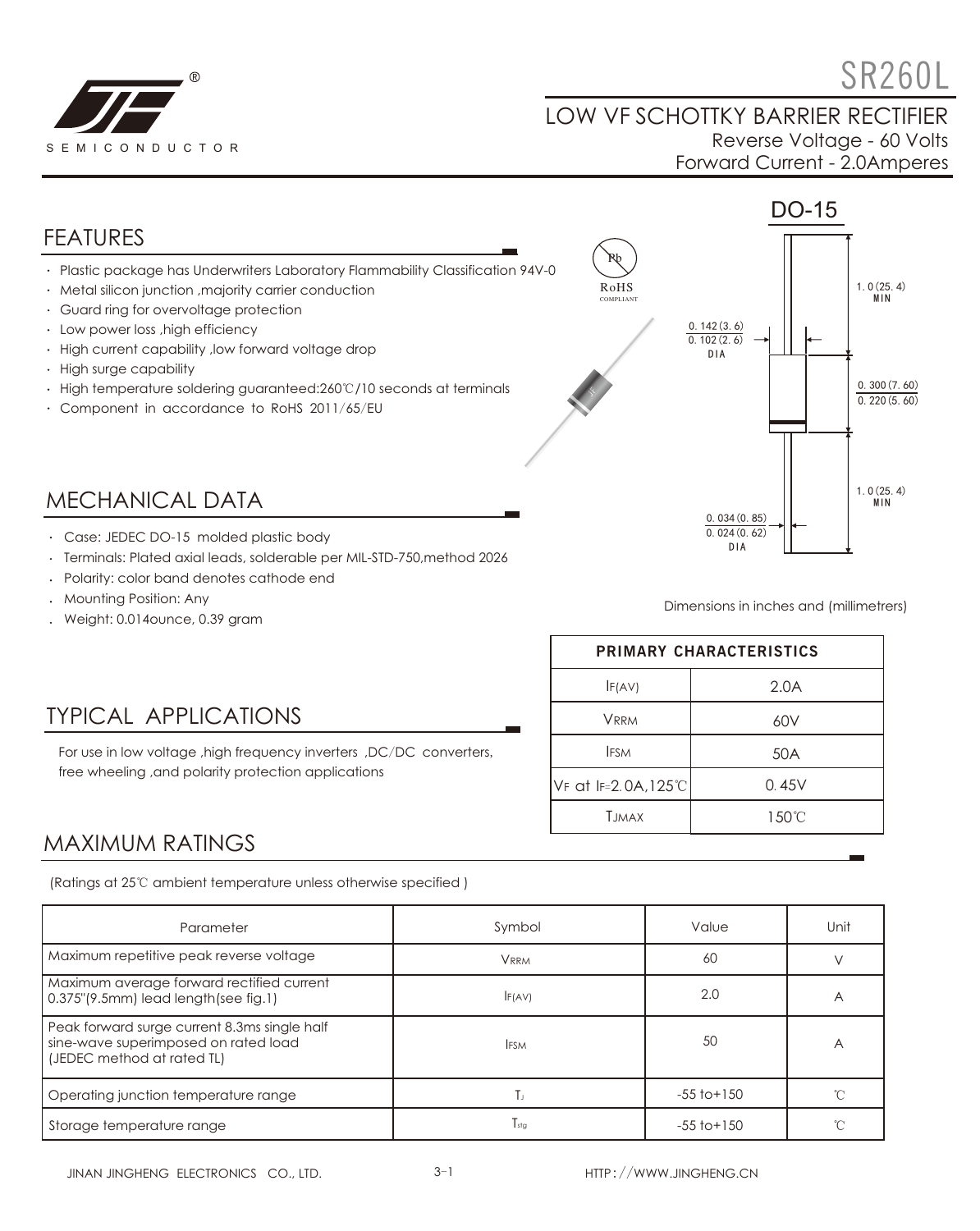# SR260L

## LOW VF SCHOTTKY BARRIER RECTIFIER

Reverse Voltage - 60 Volts
Forward Current - 2.0Amperes

DO-15

## FEATURES

- Plastic package has Underwriters Laboratory Flammability Classification 94V-0
- Metal silicon junction ,majority carrier conduction
- Guard ring for overvoltage protection
- Low power loss ,high efficiency
- High current capability ,low forward voltage drop
- High surge capability
- High temperature soldering guaranteed:260℃/10 seconds at terminals
- Component in accordance to RoHS 2011/65/EU

## MECHANICAL DATA

- Case: JEDEC DO-15 molded plastic body
- Terminals: Plated axial leads, solderable per MIL-STD-750,method 2026
- Polarity: color band denotes cathode end
- Mounting Position: Any
- Weight: 0.014ounce, 0.39 gram

1.0(25.4) MIN

0.142(3.6) / 0.102(2.6) DIA

0.300(7.60) / 0.220(5.60)

1.0(25.4) MIN

0.034(0.85) / 0.024(0.62) DIA

Dimensions in inches and (millimetrers)

## TYPICAL APPLICATIONS

For use in low voltage ,high frequency inverters ,DC/DC converters, free wheeling ,and polarity protection applications

| PRIMARY CHARACTERISTICS | |
|---|---|
| $I_{F(AV)}$ | 2.0A |
| $V_{RRM}$ | 60V |
| $I_{FSM}$ | 50A |
| $V_F$ at $I_F$=2.0A,125℃ | 0.45V |
| $T_{JMAX}$ | 150℃ |

## MAXIMUM RATINGS

(Ratings at 25℃ ambient temperature unless otherwise specified )

| Parameter | Symbol | Value | Unit |
|---|---|---|---|
| Maximum repetitive peak reverse voltage | $V_{RRM}$ | 60 | V |
| Maximum average forward rectified current 0.375"(9.5mm) lead length(see fig.1) | $I_{F(AV)}$ | 2.0 | A |
| Peak forward surge current 8.3ms single half sine-wave superimposed on rated load (JEDEC method at rated TL) | $I_{FSM}$ | 50 | A |
| Operating junction temperature range | $T_J$ | -55 to+150 | ℃ |
| Storage temperature range | $T_{stg}$ | -55 to+150 | ℃ |

JINAN JINGHENG ELECTRONICS CO., LTD. HTTP://WWW.JINGHENG.CN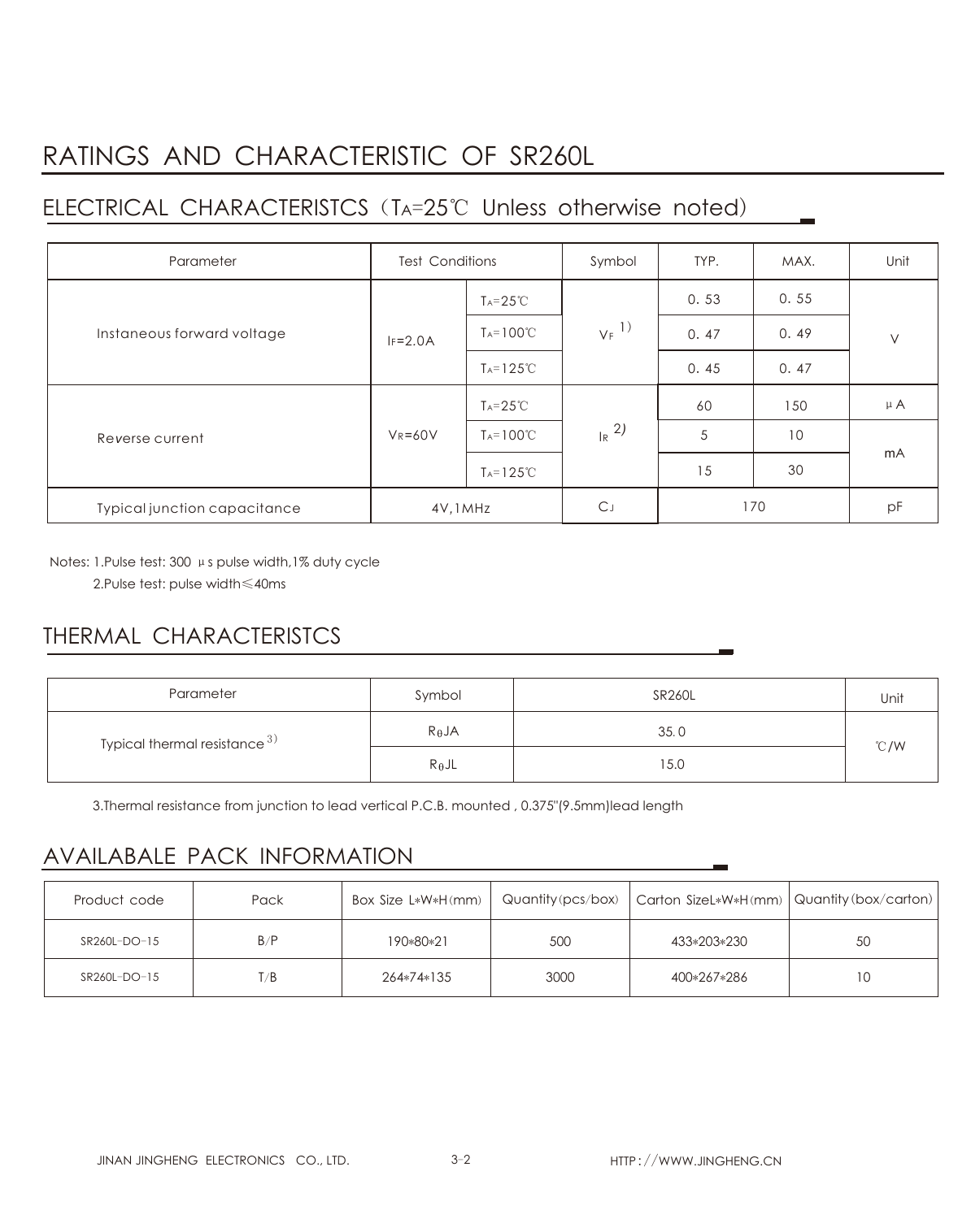# RATINGS AND CHARACTERISTIC OF SR260L

## ELECTRICAL CHARACTERISTCS（$T_A$=25℃ Unless otherwise noted)

| Parameter | Test Conditions | | Symbol | TYP. | MAX. | Unit |
|---|---|---|---|---|---|---|
| Instaneous forward voltage | $I_F$=2.0A | $T_A$=25℃ | $V_F$ 1) | 0.53 | 0.55 | V |
| | | $T_A$=100℃ | | 0.47 | 0.49 | |
| | | $T_A$=125℃ | | 0.45 | 0.47 | |
| Reverse current | $V_R$=60V | $T_A$=25℃ | $I_R$ 2) | 60 | 150 | μA |
| | | $T_A$=100℃ | | 5 | 10 | mA |
| | | $T_A$=125℃ | | 15 | 30 | |
| Typical junction capacitance | 4V,1MHz | | $C_J$ | 170 | | pF |

Notes: 1.Pulse test: 300 μs pulse width,1% duty cycle

2.Pulse test: pulse width≤40ms

## THERMAL CHARACTERISTCS

| Parameter | Symbol | SR260L | Unit |
|---|---|---|---|
| Typical thermal resistance 3) | $R_{\theta}JA$ | 35.0 | ℃/W |
| | $R_{\theta}JL$ | 15.0 | |

3.Thermal resistance from junction to lead vertical P.C.B. mounted , 0.375"(9.5mm)lead length

## AVAILABALE PACK INFORMATION

| Product code | Pack | Box Size L*W*H(mm) | Quantity(pcs/box) | Carton SizeL*W*H(mm) | Quantity(box/carton) |
|---|---|---|---|---|---|
| SR260L-DO-15 | B/P | 190*80*21 | 500 | 433*203*230 | 50 |
| SR260L-DO-15 | T/B | 264*74*135 | 3000 | 400*267*286 | 10 |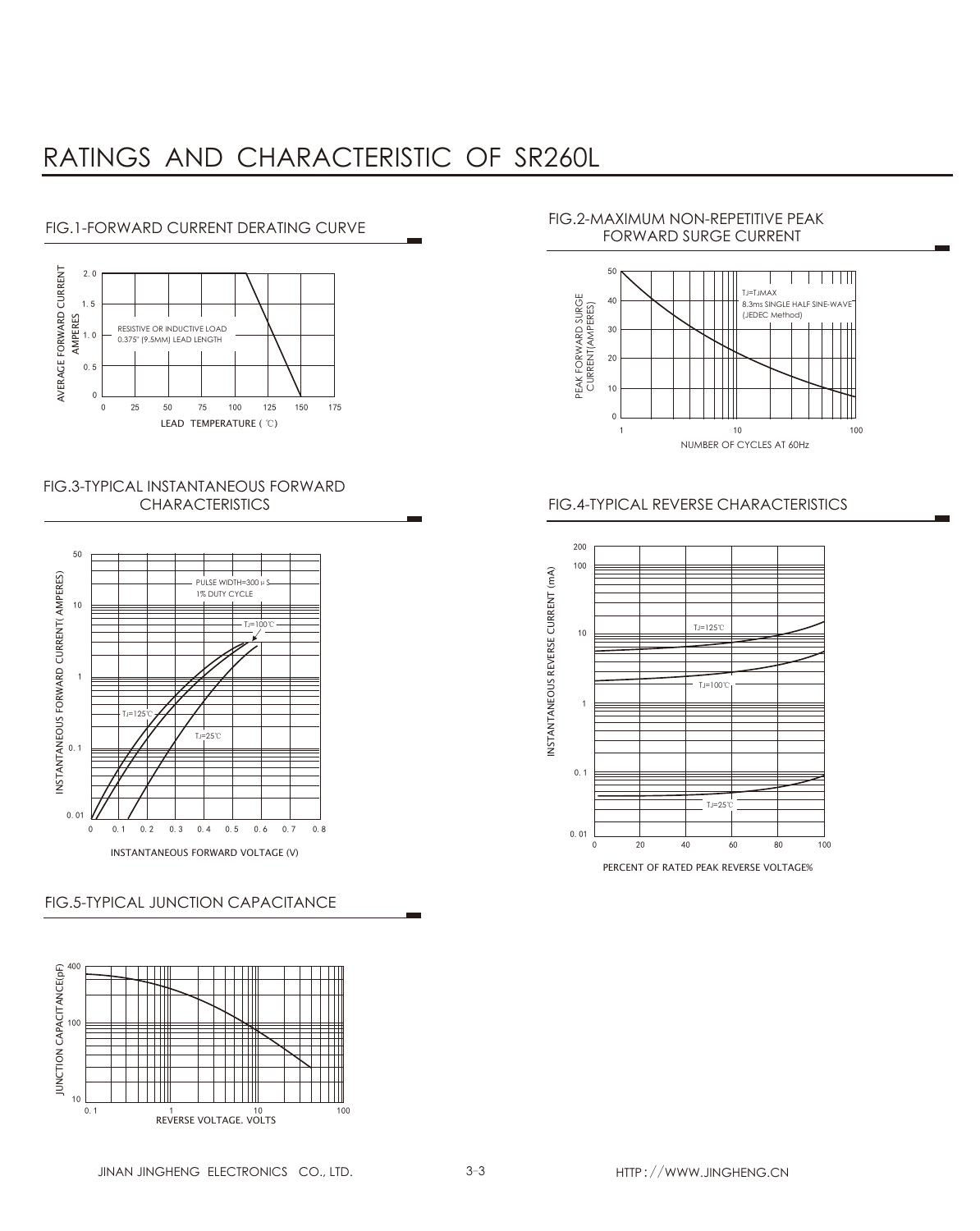# RATINGS AND CHARACTERISTIC OF SR260L

## FIG.1-FORWARD CURRENT DERATING CURVE

AVERAGE FORWARD CURRENT AMPERES

2.0
1.5
1.0
0.5
0

RESISTIVE OR INDUCTIVE LOAD
0.375" (9.5MM) LEAD LENGTH

0 25 50 75 100 125 150 175

LEAD TEMPERATURE (℃)

## FIG.2-MAXIMUM NON-REPETITIVE PEAK FORWARD SURGE CURRENT

PEAK FORWARD SURGE CURRENT(AMPERES)

50
40
30
20
10
0

TJ=TJMAX
8.3ms SINGLE HALF SINE-WAVE
(JEDEC Method)

1 10 100

NUMBER OF CYCLES AT 60Hz

## FIG.3-TYPICAL INSTANTANEOUS FORWARD CHARACTERISTICS

INSTANTANEOUS FORWARD CURRENT( AMPERES)

50
10
1
0.1
0.01

PULSE WIDTH=300 μS
1% DUTY CYCLE

TJ=100℃
TJ=125℃
TJ=25℃

0 0.1 0.2 0.3 0.4 0.5 0.6 0.7 0.8

INSTANTANEOUS FORWARD VOLTAGE (V)

## FIG.4-TYPICAL REVERSE CHARACTERISTICS

INSTANTANEOUS REVERSE CURRENT (mA)

200
100
10
1
0.1
0.01

TJ=125℃
TJ=100℃
TJ=25℃

0 20 40 60 80 100

PERCENT OF RATED PEAK REVERSE VOLTAGE%

## FIG.5-TYPICAL JUNCTION CAPACITANCE

JUNCTION CAPACITANCE(pF)

400
100
10

0.1 1 10 100

REVERSE VOLTAGE. VOLTS

JINAN JINGHENG ELECTRONICS CO., LTD. HTTP://WWW.JINGHENG.CN